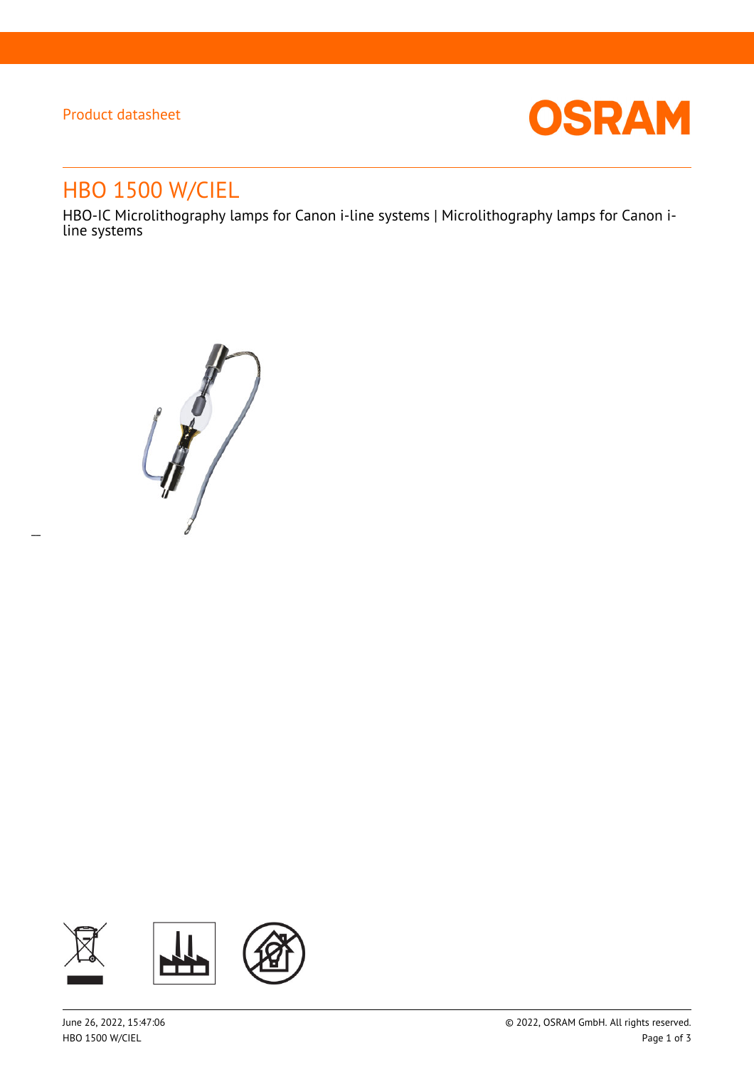Product datasheet

# HBO 1500 W/CIEL

HBO-IC Microlithography lamps for Canon i-line systems | Microlithography lamps for Canon i-line systems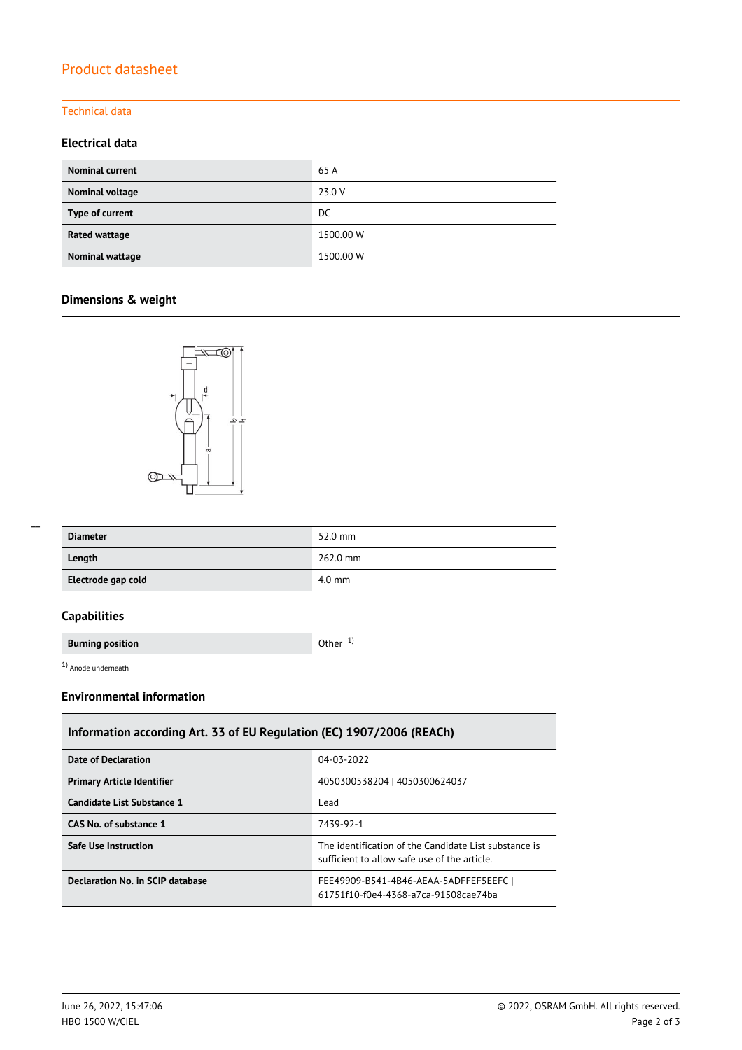## Product datasheet

### Technical data

### Electrical data

| | |
|---|---|
| **Nominal current** | 65 A |
| **Nominal voltage** | 23.0 V |
| **Type of current** | DC |
| **Rated wattage** | 1500.00 W |
| **Nominal wattage** | 1500.00 W |

### Dimensions & weight

| | |
|---|---|
| **Diameter** | 52.0 mm |
| **Length** | 262.0 mm |
| **Electrode gap cold** | 4.0 mm |

### Capabilities

| | |
|---|---|
| **Burning position** | Other [1] |

[1] Anode underneath

### Environmental information

| Information according Art. 33 of EU Regulation (EC) 1907/2006 (REACh) | |
|---|---|
| **Date of Declaration** | 04-03-2022 |
| **Primary Article Identifier** | 4050300538204 \| 4050300624037 |
| **Candidate List Substance 1** | Lead |
| **CAS No. of substance 1** | 7439-92-1 |
| **Safe Use Instruction** | The identification of the Candidate List substance is sufficient to allow safe use of the article. |
| **Declaration No. in SCIP database** | FEE49909-B541-4B46-AEAA-5ADFFEF5EEFC \| 61751f10-f0e4-4368-a7ca-91508cae74ba |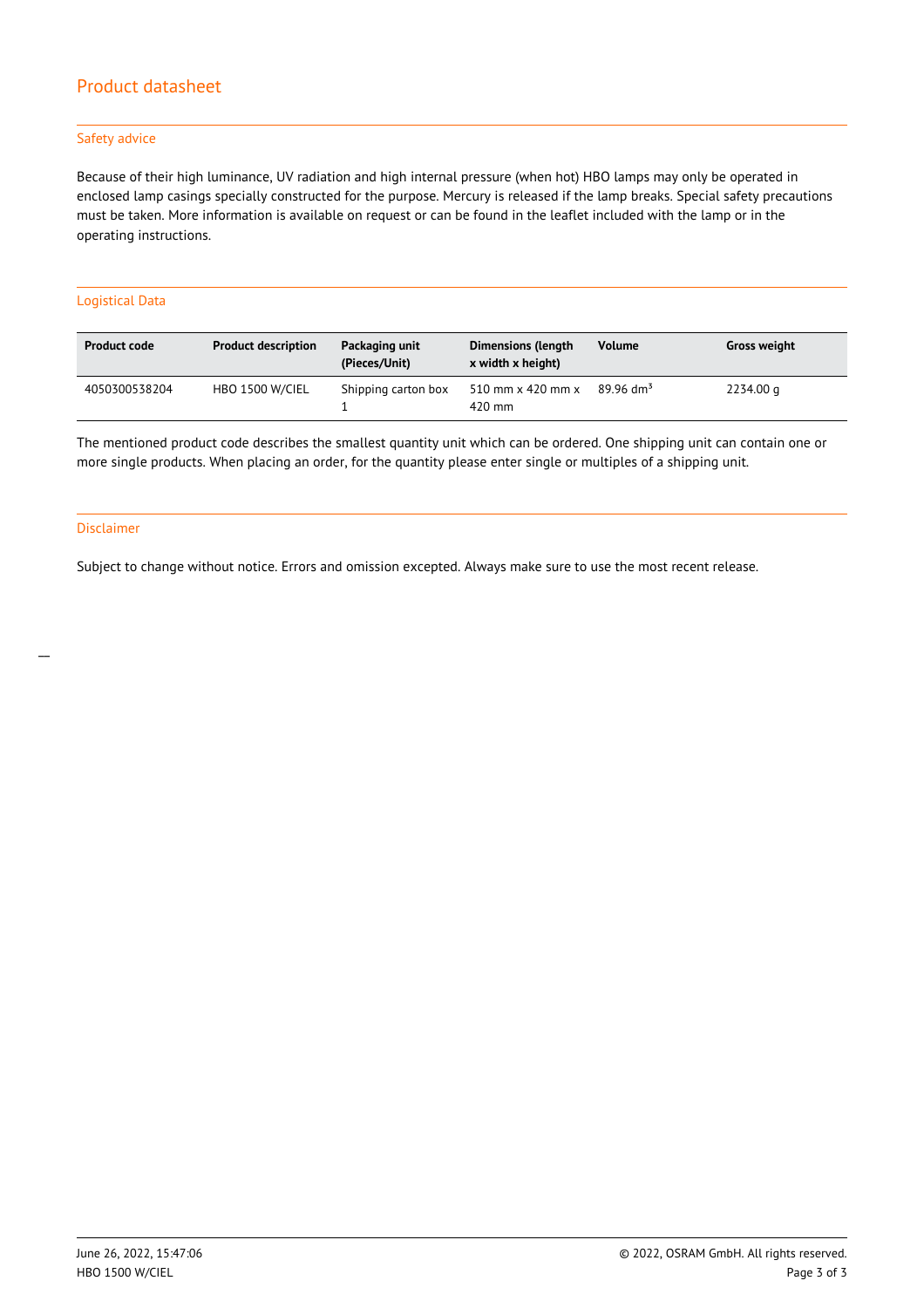## Safety advice

Because of their high luminance, UV radiation and high internal pressure (when hot) HBO lamps may only be operated in enclosed lamp casings specially constructed for the purpose. Mercury is released if the lamp breaks. Special safety precautions must be taken. More information is available on request or can be found in the leaflet included with the lamp or in the operating instructions.

## Logistical Data

| Product code | Product description | Packaging unit (Pieces/Unit) | Dimensions (length x width x height) | Volume | Gross weight |
|---|---|---|---|---|---|
| 4050300538204 | HBO 1500 W/CIEL | Shipping carton box 1 | 510 mm x 420 mm x 420 mm | 89.96 $dm^3$ | 2234.00 g |

The mentioned product code describes the smallest quantity unit which can be ordered. One shipping unit can contain one or more single products. When placing an order, for the quantity please enter single or multiples of a shipping unit.

## Disclaimer

Subject to change without notice. Errors and omission excepted. Always make sure to use the most recent release.